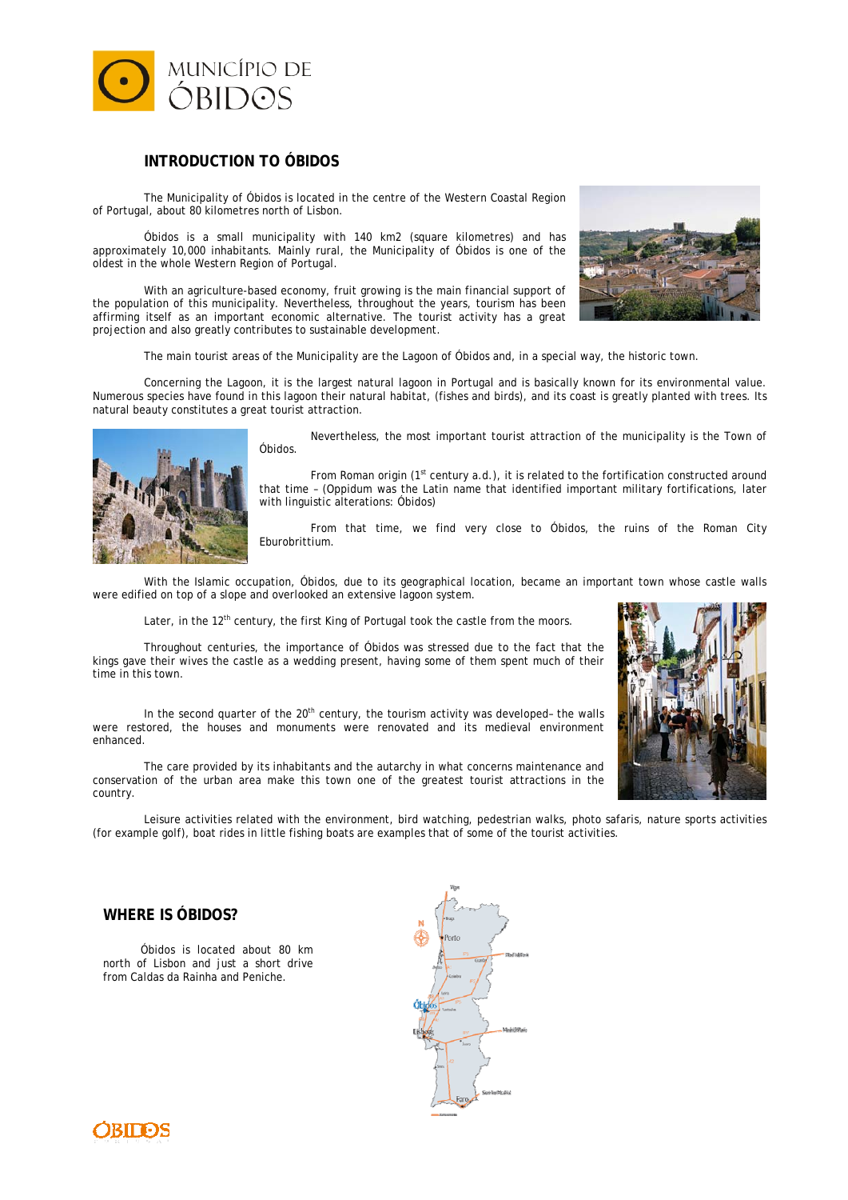# INTRODUCTION TO ÓBIDOS

The Municipality of Óbidos is located in the centre of the Western Coastal Region of Portugal, about 80 kilometres north of Lisbon.

Óbidos is a small municipality with 140 km2 (square kilometres) and has approximately 10,000 inhabitants. Mainly rural, the Municipality of Óbidos is one of the oldest in the whole Western Region of Portugal.

With an agriculture-based economy, fruit growing is the main financial support of the population of this municipality. Nevertheless, throughout the years, tourism has been affirming itself as an important economic alternative. The tourist activity has a great projection and also greatly contributes to sustainable development.

The main tourist areas of the Municipality are the Lagoon of Óbidos and, in a special way, the historic town.

Concerning the Lagoon, it is the largest natural lagoon in Portugal and is basically known for its environmental value. Numerous species have found in this lagoon their natural habitat, (fishes and birds), and its coast is greatly planted with trees. Its natural beauty constitutes a great tourist attraction.

Nevertheless, the most important tourist attraction of the municipality is the Town of Óbidos.

From Roman origin (1st century a.d.), it is related to the fortification constructed around that time – (Oppidum was the Latin name that identified important military fortifications, later with linguistic alterations: Óbidos)

From that time, we find very close to Óbidos, the ruins of the Roman City Eburobrittium.

With the Islamic occupation, Óbidos, due to its geographical location, became an important town whose castle walls were edified on top of a slope and overlooked an extensive lagoon system.

Later, in the 12th century, the first King of Portugal took the castle from the moors.

Throughout centuries, the importance of Óbidos was stressed due to the fact that the kings gave their wives the castle as a wedding present, having some of them spent much of their time in this town.

In the second quarter of the 20th century, the tourism activity was developed– the walls were restored, the houses and monuments were renovated and its medieval environment enhanced.

The care provided by its inhabitants and the autarchy in what concerns maintenance and conservation of the urban area make this town one of the greatest tourist attractions in the country.

Leisure activities related with the environment, bird watching, pedestrian walks, photo safaris, nature sports activities (for example golf), boat rides in little fishing boats are examples that of some of the tourist activities.

## WHERE IS ÓBIDOS?

Óbidos is located about 80 km north of Lisbon and just a short drive from Caldas da Rainha and Peniche.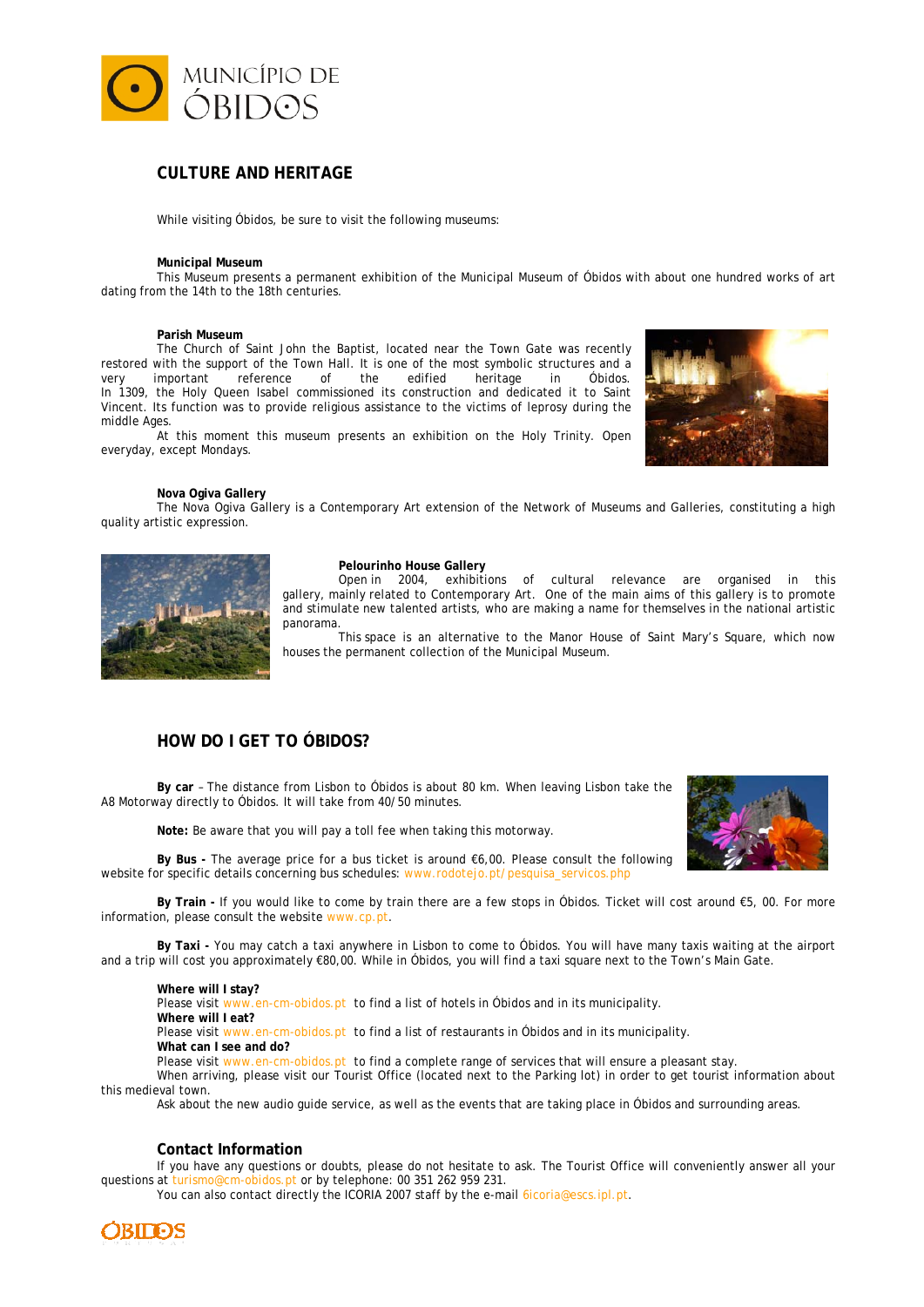# MUNICÍPIO DE ÓBIDOS

## CULTURE AND HERITAGE

While visiting Óbidos, be sure to visit the following museums:

**Municipal Museum**

This Museum presents a permanent exhibition of the Municipal Museum of Óbidos with about one hundred works of art dating from the 14th to the 18th centuries.

**Parish Museum**

The Church of Saint John the Baptist, located near the Town Gate was recently restored with the support of the Town Hall. It is one of the most symbolic structures and a very important reference of the edified heritage in Óbidos. In 1309, the Holy Queen Isabel commissioned its construction and dedicated it to Saint Vincent. Its function was to provide religious assistance to the victims of leprosy during the middle Ages.

At this moment this museum presents an exhibition on the Holy Trinity. Open everyday, except Mondays.

**Nova Ogiva Gallery**

The Nova Ogiva Gallery is a Contemporary Art extension of the Network of Museums and Galleries, constituting a high quality artistic expression.

**Pelourinho House Gallery**

Open in 2004, exhibitions of cultural relevance are organised in this gallery, mainly related to Contemporary Art. One of the main aims of this gallery is to promote and stimulate new talented artists, who are making a name for themselves in the national artistic panorama.

This space is an alternative to the Manor House of Saint Mary's Square, which now houses the permanent collection of the Municipal Museum.

## HOW DO I GET TO ÓBIDOS?

**By car** – The distance from Lisbon to Óbidos is about 80 km. When leaving Lisbon take the A8 Motorway directly to Óbidos. It will take from 40/50 minutes.

**Note:** Be aware that you will pay a toll fee when taking this motorway.

**By Bus -** The average price for a bus ticket is around €6,00. Please consult the following website for specific details concerning bus schedules: www.rodotejo.pt/pesquisa_servicos.php

**By Train -** If you would like to come by train there are a few stops in Óbidos. Ticket will cost around €5, 00. For more information, please consult the website www.cp.pt.

**By Taxi -** You may catch a taxi anywhere in Lisbon to come to Óbidos. You will have many taxis waiting at the airport and a trip will cost you approximately €80,00. While in Óbidos, you will find a taxi square next to the Town's Main Gate.

**Where will I stay?**

Please visit www.en-cm-obidos.pt to find a list of hotels in Óbidos and in its municipality.

**Where will I eat?**

Please visit www.en-cm-obidos.pt to find a list of restaurants in Óbidos and in its municipality.

**What can I see and do?**

Please visit www.en-cm-obidos.pt to find a complete range of services that will ensure a pleasant stay.

When arriving, please visit our Tourist Office (located next to the Parking lot) in order to get tourist information about this medieval town.

Ask about the new audio guide service, as well as the events that are taking place in Óbidos and surrounding areas.

### Contact Information

If you have any questions or doubts, please do not hesitate to ask. The Tourist Office will conveniently answer all your questions at turismo@cm-obidos.pt or by telephone: 00 351 262 959 231.

You can also contact directly the ICORIA 2007 staff by the e-mail 6icoria@escs.ipl.pt.